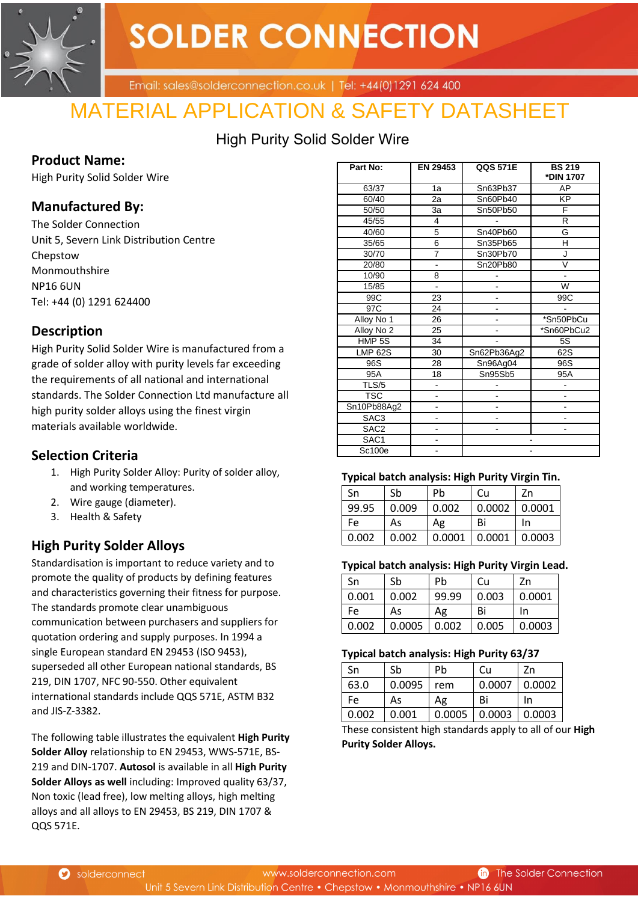# SOLDER CONNECTION

Email: sales@solderconnection.co.uk | Tel: +44(0)1291 624 400

# MATERIAL APPLICATION & SAFETY DATASHEET

## High Purity Solid Solder Wire

### Product Name:

High Purity Solid Solder Wire

### Manufactured By:

The Solder Connection
Unit 5, Severn Link Distribution Centre
Chepstow
Monmouthshire
NP16 6UN
Tel: +44 (0) 1291 624400

### Description

High Purity Solid Solder Wire is manufactured from a grade of solder alloy with purity levels far exceeding the requirements of all national and international standards. The Solder Connection Ltd manufacture all high purity solder alloys using the finest virgin materials available worldwide.

### Selection Criteria

1. High Purity Solder Alloy: Purity of solder alloy, and working temperatures.
2. Wire gauge (diameter).
3. Health & Safety

### High Purity Solder Alloys

Standardisation is important to reduce variety and to promote the quality of products by defining features and characteristics governing their fitness for purpose. The standards promote clear unambiguous communication between purchasers and suppliers for quotation ordering and supply purposes. In 1994 a single European standard EN 29453 (ISO 9453), superseded all other European national standards, BS 219, DIN 1707, NFC 90-550. Other equivalent international standards include QQS 571E, ASTM B32 and JIS-Z-3382.

The following table illustrates the equivalent **High Purity Solder Alloy** relationship to EN 29453, WWS-571E, BS-219 and DIN-1707. **Autosol** is available in all **High Purity Solder Alloys as well** including: Improved quality 63/37, Non toxic (lead free), low melting alloys, high melting alloys and all alloys to EN 29453, BS 219, DIN 1707 & QQS 571E.

| Part No: | EN 29453 | QQS 571E | BS 219 *DIN 1707 |
|---|---|---|---|
| 63/37 | 1a | Sn63Pb37 | AP |
| 60/40 | 2a | Sn60Pb40 | KP |
| 50/50 | 3a | Sn50Pb50 | F |
| 45/55 | 4 | - | R |
| 40/60 | 5 | Sn40Pb60 | G |
| 35/65 | 6 | Sn35Pb65 | H |
| 30/70 | 7 | Sn30Pb70 | J |
| 20/80 | - | Sn20Pb80 | V |
| 10/90 | 8 | - | - |
| 15/85 | - | - | W |
| 99C | 23 | - | 99C |
| 97C | 24 | - | - |
| Alloy No 1 | 26 | - | *Sn50PbCu |
| Alloy No 2 | 25 | - | *Sn60PbCu2 |
| HMP 5S | 34 | - | 5S |
| LMP 62S | 30 | Sn62Pb36Ag2 | 62S |
| 96S | 28 | Sn96Ag04 | 96S |
| 95A | 18 | Sn95Sb5 | 95A |
| TLS/5 | - | - | - |
| TSC | - | - | - |
| Sn10Pb88Ag2 | - | - | - |
| SAC3 | - | - | - |
| SAC2 | - | - | - |
| SAC1 | - | - | |
| Sc100e | - | - | |

**Typical batch analysis: High Purity Virgin Tin.**

| Sn | Sb | Pb | Cu | Zn |
|---|---|---|---|---|
| 99.95 | 0.009 | 0.002 | 0.0002 | 0.0001 |
| Fe | As | Ag | Bi | In |
| 0.002 | 0.002 | 0.0001 | 0.0001 | 0.0003 |

**Typical batch analysis: High Purity Virgin Lead.**

| Sn | Sb | Pb | Cu | Zn |
|---|---|---|---|---|
| 0.001 | 0.002 | 99.99 | 0.003 | 0.0001 |
| Fe | As | Ag | Bi | In |
| 0.002 | 0.0005 | 0.002 | 0.005 | 0.0003 |

**Typical batch analysis: High Purity 63/37**

| Sn | Sb | Pb | Cu | Zn |
|---|---|---|---|---|
| 63.0 | 0.0095 | rem | 0.0007 | 0.0002 |
| Fe | As | Ag | Bi | In |
| 0.002 | 0.001 | 0.0005 | 0.0003 | 0.0003 |

These consistent high standards apply to all of our **High Purity Solder Alloys.**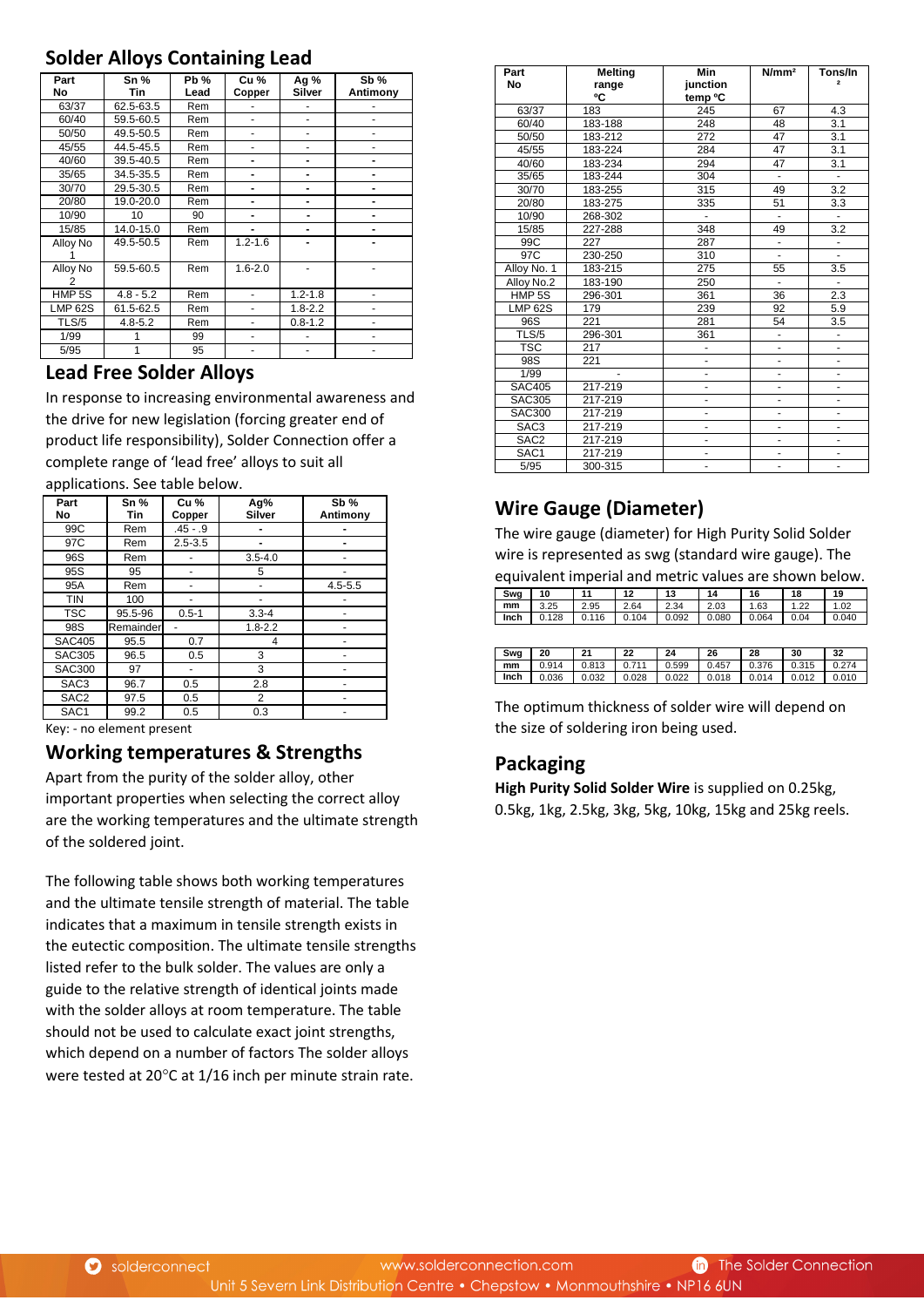## Solder Alloys Containing Lead

| Part No | Sn % Tin | Pb % Lead | Cu % Copper | Ag % Silver | Sb % Antimony |
|---|---|---|---|---|---|
| 63/37 | 62.5-63.5 | Rem | - | - | - |
| 60/40 | 59.5-60.5 | Rem | - | - | - |
| 50/50 | 49.5-50.5 | Rem | - | - | - |
| 45/55 | 44.5-45.5 | Rem | - | - | - |
| 40/60 | 39.5-40.5 | Rem | - | - | - |
| 35/65 | 34.5-35.5 | Rem | - | - | - |
| 30/70 | 29.5-30.5 | Rem | - | - | - |
| 20/80 | 19.0-20.0 | Rem | - | - | - |
| 10/90 | 10 | 90 | - | - | - |
| 15/85 | 14.0-15.0 | Rem | - | - | - |
| Alloy No 1 | 49.5-50.5 | Rem | 1.2-1.6 | - | - |
| Alloy No 2 | 59.5-60.5 | Rem | 1.6-2.0 | - | - |
| HMP 5S | 4.8 - 5.2 | Rem | - | 1.2-1.8 | - |
| LMP 62S | 61.5-62.5 | Rem | - | 1.8-2.2 | - |
| TLS/5 | 4.8-5.2 | Rem | - | 0.8-1.2 | - |
| 1/99 | 1 | 99 | - | - | - |
| 5/95 | 1 | 95 | - | - | - |

## Lead Free Solder Alloys

In response to increasing environmental awareness and the drive for new legislation (forcing greater end of product life responsibility), Solder Connection offer a complete range of 'lead free' alloys to suit all applications. See table below.

| Part No | Sn % Tin | Cu % Copper | Ag% Silver | Sb % Antimony |
|---|---|---|---|---|
| 99C | Rem | .45 - .9 | - | - |
| 97C | Rem | 2.5-3.5 | - | - |
| 96S | Rem | - | 3.5-4.0 | - |
| 95S | 95 | - | 5 | - |
| 95A | Rem | - | - | 4.5-5.5 |
| TIN | 100 | - | - | - |
| TSC | 95.5-96 | 0.5-1 | 3.3-4 | - |
| 98S | Remainder | - | 1.8-2.2 | - |
| SAC405 | 95.5 | 0.7 | 4 | - |
| SAC305 | 96.5 | 0.5 | 3 | - |
| SAC300 | 97 | - | 3 | - |
| SAC3 | 96.7 | 0.5 | 2.8 | - |
| SAC2 | 97.5 | 0.5 | 2 | - |
| SAC1 | 99.2 | 0.5 | 0.3 | - |

Key: - no element present

## Working temperatures & Strengths

Apart from the purity of the solder alloy, other important properties when selecting the correct alloy are the working temperatures and the ultimate strength of the soldered joint.

The following table shows both working temperatures and the ultimate tensile strength of material. The table indicates that a maximum in tensile strength exists in the eutectic composition. The ultimate tensile strengths listed refer to the bulk solder. The values are only a guide to the relative strength of identical joints made with the solder alloys at room temperature. The table should not be used to calculate exact joint strengths, which depend on a number of factors The solder alloys were tested at 20°C at 1/16 inch per minute strain rate.

| Part No | Melting range °C | Min junction temp °C | N/mm² | Tons/In² |
|---|---|---|---|---|
| 63/37 | 183 | 245 | 67 | 4.3 |
| 60/40 | 183-188 | 248 | 48 | 3.1 |
| 50/50 | 183-212 | 272 | 47 | 3.1 |
| 45/55 | 183-224 | 284 | 47 | 3.1 |
| 40/60 | 183-234 | 294 | 47 | 3.1 |
| 35/65 | 183-244 | 304 | - | - |
| 30/70 | 183-255 | 315 | 49 | 3.2 |
| 20/80 | 183-275 | 335 | 51 | 3.3 |
| 10/90 | 268-302 | - | - | - |
| 15/85 | 227-288 | 348 | 49 | 3.2 |
| 99C | 227 | 287 | - | - |
| 97C | 230-250 | 310 | - | - |
| Alloy No. 1 | 183-215 | 275 | 55 | 3.5 |
| Alloy No.2 | 183-190 | 250 | - | - |
| HMP 5S | 296-301 | 361 | 36 | 2.3 |
| LMP 62S | 179 | 239 | 92 | 5.9 |
| 96S | 221 | 281 | 54 | 3.5 |
| TLS/5 | 296-301 | 361 | - | - |
| TSC | 217 | - | - | - |
| 98S | 221 | - | - | - |
| 1/99 | - | - | - | - |
| SAC405 | 217-219 | - | - | - |
| SAC305 | 217-219 | - | - | - |
| SAC300 | 217-219 | - | - | - |
| SAC3 | 217-219 | - | - | - |
| SAC2 | 217-219 | - | - | - |
| SAC1 | 217-219 | - | - | - |
| 5/95 | 300-315 | - | - | - |

## Wire Gauge (Diameter)

The wire gauge (diameter) for High Purity Solid Solder wire is represented as swg (standard wire gauge). The equivalent imperial and metric values are shown below.

| Swg | 10 | 11 | 12 | 13 | 14 | 16 | 18 | 19 |
|---|---|---|---|---|---|---|---|---|
| mm | 3.25 | 2.95 | 2.64 | 2.34 | 2.03 | 1.63 | 1.22 | 1.02 |
| Inch | 0.128 | 0.116 | 0.104 | 0.092 | 0.080 | 0.064 | 0.04 | 0.040 |

| Swg | 20 | 21 | 22 | 24 | 26 | 28 | 30 | 32 |
|---|---|---|---|---|---|---|---|---|
| mm | 0.914 | 0.813 | 0.711 | 0.599 | 0.457 | 0.376 | 0.315 | 0.274 |
| Inch | 0.036 | 0.032 | 0.028 | 0.022 | 0.018 | 0.014 | 0.012 | 0.010 |

The optimum thickness of solder wire will depend on the size of soldering iron being used.

## Packaging

**High Purity Solid Solder Wire** is supplied on 0.25kg, 0.5kg, 1kg, 2.5kg, 3kg, 5kg, 10kg, 15kg and 25kg reels.

solderconnect www.solderconnection.com The Solder Connection
Unit 5 Severn Link Distribution Centre • Chepstow • Monmouthshire • NP16 6UN